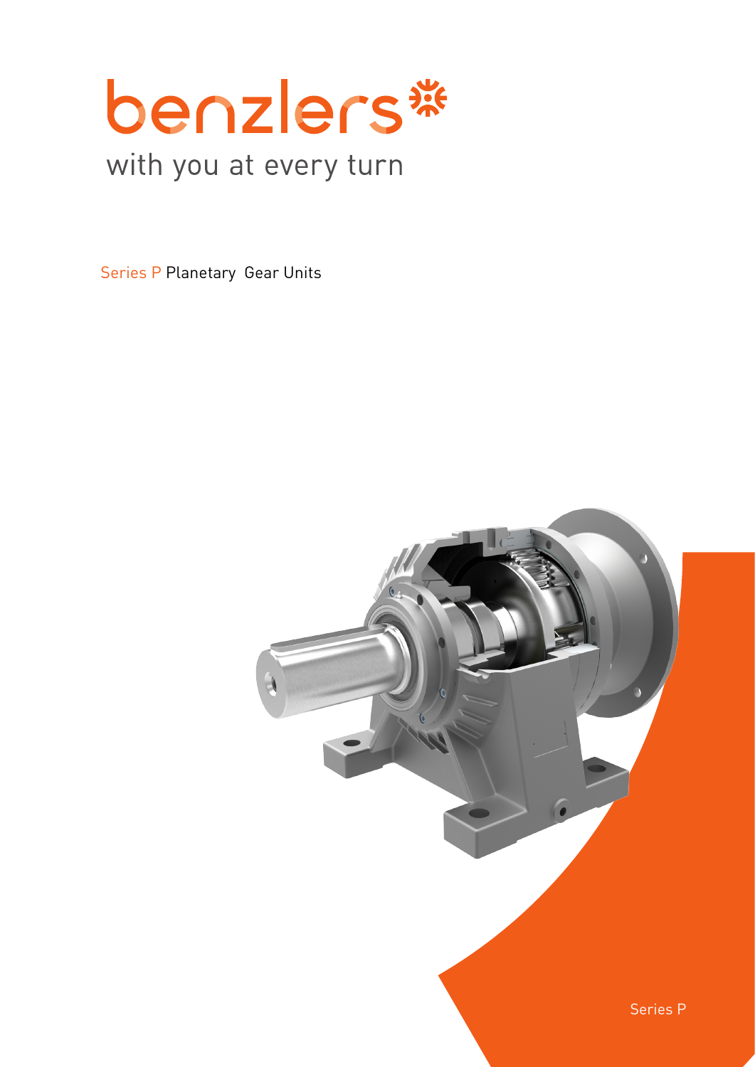# benzlers

with you at every turn

Series P Planetary Gear Units

Series P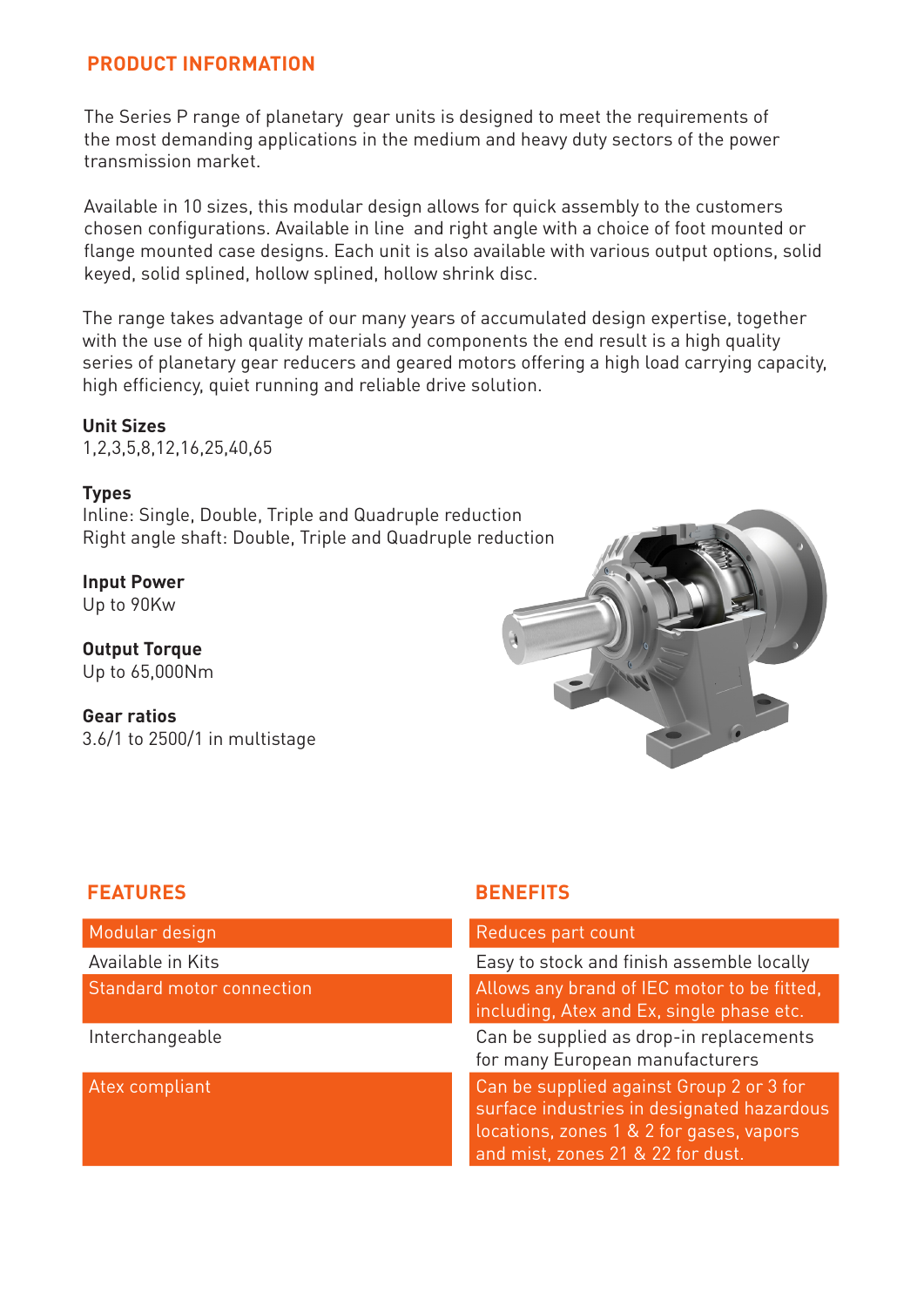## PRODUCT INFORMATION

The Series P range of planetary gear units is designed to meet the requirements of the most demanding applications in the medium and heavy duty sectors of the power transmission market.

Available in 10 sizes, this modular design allows for quick assembly to the customers chosen configurations. Available in line and right angle with a choice of foot mounted or flange mounted case designs. Each unit is also available with various output options, solid keyed, solid splined, hollow splined, hollow shrink disc.

The range takes advantage of our many years of accumulated design expertise, together with the use of high quality materials and components the end result is a high quality series of planetary gear reducers and geared motors offering a high load carrying capacity, high efficiency, quiet running and reliable drive solution.

**Unit Sizes**
1,2,3,5,8,12,16,25,40,65

**Types**
Inline: Single, Double, Triple and Quadruple reduction
Right angle shaft: Double, Triple and Quadruple reduction

**Input Power**
Up to 90Kw

**Output Torque**
Up to 65,000Nm

**Gear ratios**
3.6/1 to 2500/1 in multistage

| FEATURES | BENEFITS |
|---|---|
| Modular design | Reduces part count |
| Available in Kits | Easy to stock and finish assemble locally |
| Standard motor connection | Allows any brand of IEC motor to be fitted, including, Atex and Ex, single phase etc. |
| Interchangeable | Can be supplied as drop-in replacements for many European manufacturers |
| Atex compliant | Can be supplied against Group 2 or 3 for surface industries in designated hazardous locations, zones 1 & 2 for gases, vapors and mist, zones 21 & 22 for dust. |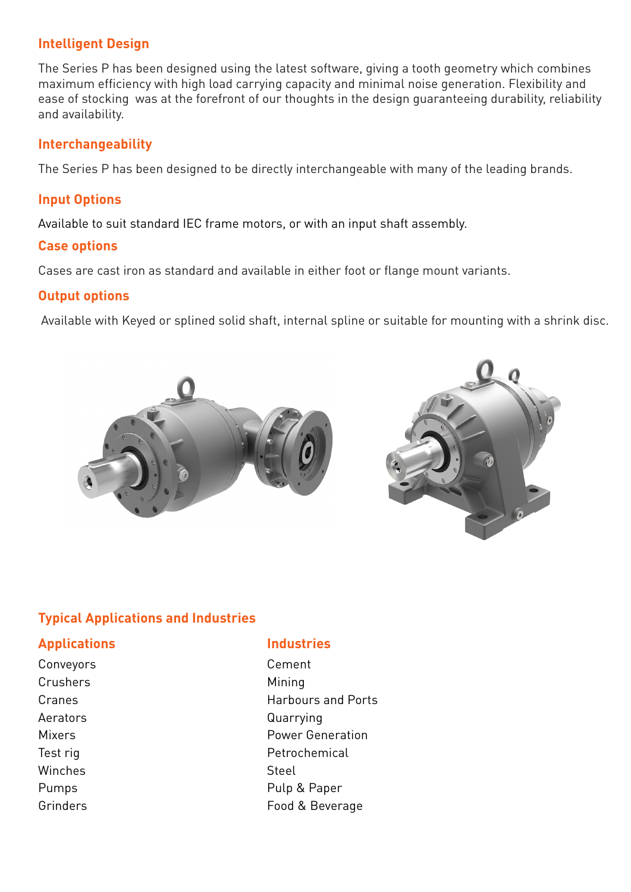## Intelligent Design

The Series P has been designed using the latest software, giving a tooth geometry which combines maximum efficiency with high load carrying capacity and minimal noise generation. Flexibility and ease of stocking was at the forefront of our thoughts in the design guaranteeing durability, reliability and availability.

## Interchangeability

The Series P has been designed to be directly interchangeable with many of the leading brands.

## Input Options

Available to suit standard IEC frame motors, or with an input shaft assembly.

## Case options

Cases are cast iron as standard and available in either foot or flange mount variants.

## Output options

Available with Keyed or splined solid shaft, internal spline or suitable for mounting with a shrink disc.

## Typical Applications and Industries

### Applications

- Conveyors
- Crushers
- Cranes
- Aerators
- Mixers
- Test rig
- Winches
- Pumps
- Grinders

### Industries

- Cement
- Mining
- Harbours and Ports
- Quarrying
- Power Generation
- Petrochemical
- Steel
- Pulp & Paper
- Food & Beverage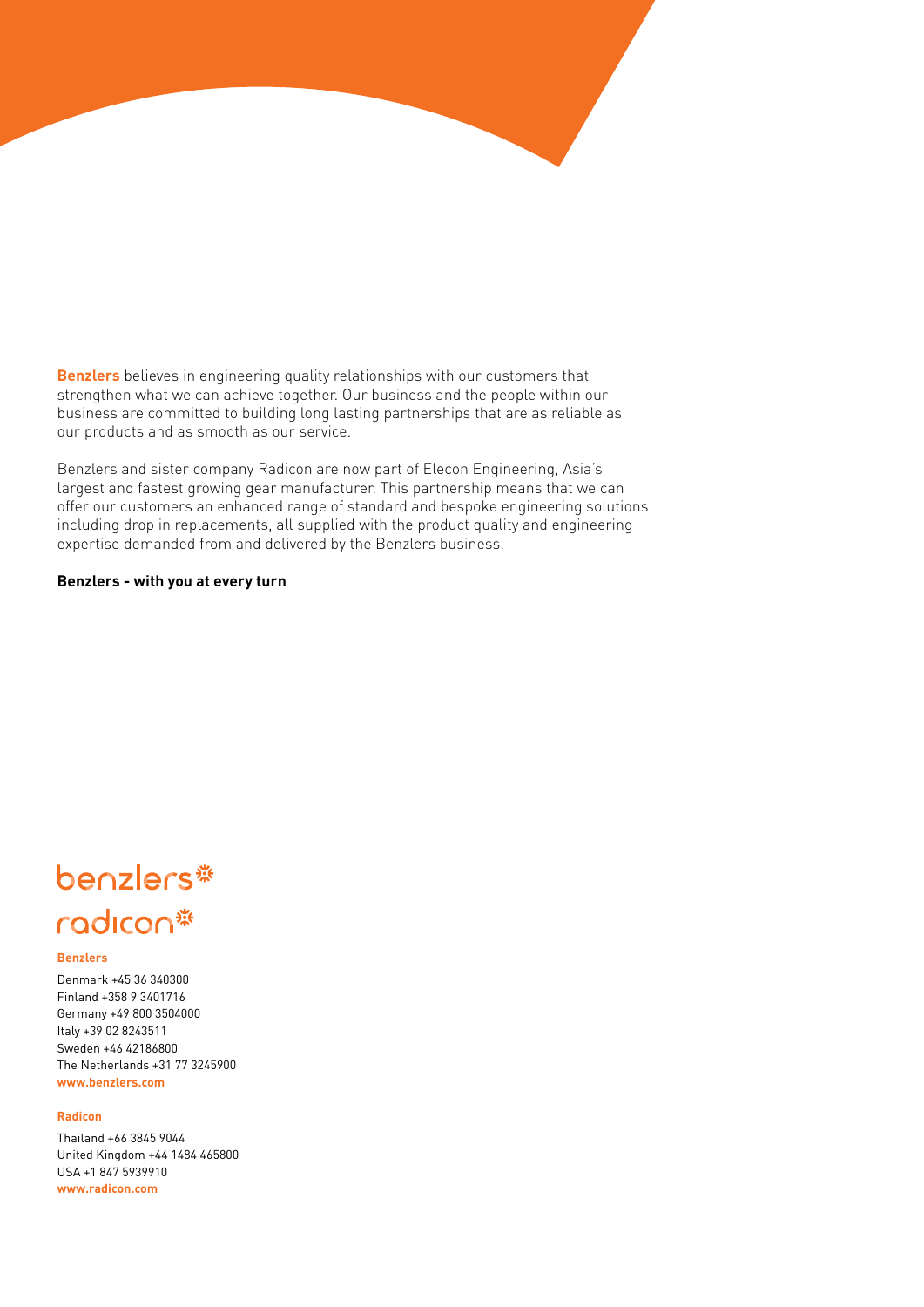**Benzlers** believes in engineering quality relationships with our customers that strengthen what we can achieve together. Our business and the people within our business are committed to building long lasting partnerships that are as reliable as our products and as smooth as our service.

Benzlers and sister company Radicon are now part of Elecon Engineering, Asia's largest and fastest growing gear manufacturer. This partnership means that we can offer our customers an enhanced range of standard and bespoke engineering solutions including drop in replacements, all supplied with the product quality and engineering expertise demanded from and delivered by the Benzlers business.

**Benzlers - with you at every turn**

benzlers

radicon

**Benzlers**

Denmark +45 36 340300
Finland +358 9 3401716
Germany +49 800 3504000
Italy +39 02 8243511
Sweden +46 42186800
The Netherlands +31 77 3245900
**www.benzlers.com**

**Radicon**

Thailand +66 3845 9044
United Kingdom +44 1484 465800
USA +1 847 5939910
**www.radicon.com**